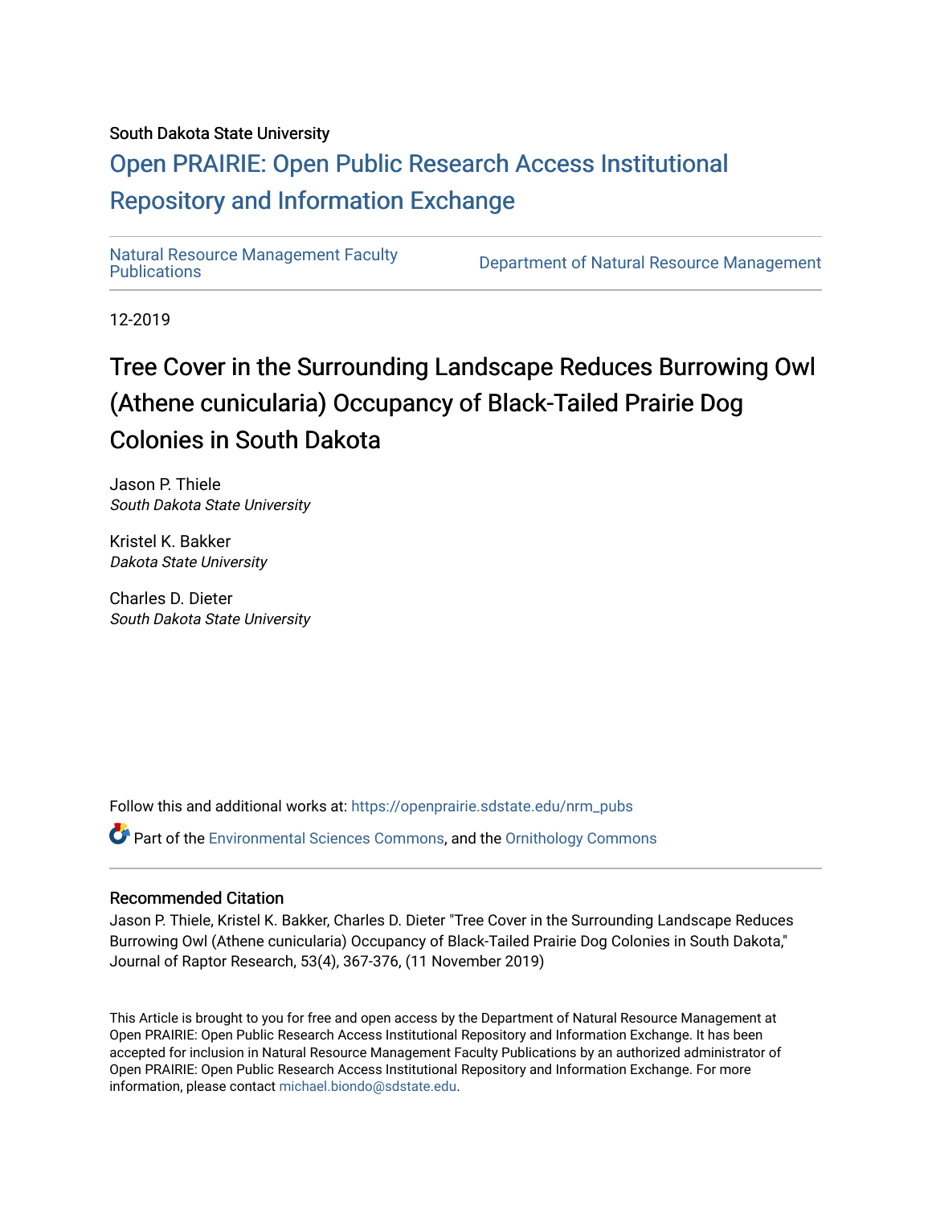South Dakota State University

# Open PRAIRIE: Open Public Research Access Institutional Repository and Information Exchange

Natural Resource Management Faculty Publications

Department of Natural Resource Management

12-2019

# Tree Cover in the Surrounding Landscape Reduces Burrowing Owl (Athene cunicularia) Occupancy of Black-Tailed Prairie Dog Colonies in South Dakota

Jason P. Thiele
*South Dakota State University*

Kristel K. Bakker
*Dakota State University*

Charles D. Dieter
*South Dakota State University*

Follow this and additional works at: https://openprairie.sdstate.edu/nrm_pubs

Part of the Environmental Sciences Commons, and the Ornithology Commons

## Recommended Citation

Jason P. Thiele, Kristel K. Bakker, Charles D. Dieter "Tree Cover in the Surrounding Landscape Reduces Burrowing Owl (Athene cunicularia) Occupancy of Black-Tailed Prairie Dog Colonies in South Dakota," Journal of Raptor Research, 53(4), 367-376, (11 November 2019)

This Article is brought to you for free and open access by the Department of Natural Resource Management at Open PRAIRIE: Open Public Research Access Institutional Repository and Information Exchange. It has been accepted for inclusion in Natural Resource Management Faculty Publications by an authorized administrator of Open PRAIRIE: Open Public Research Access Institutional Repository and Information Exchange. For more information, please contact michael.biondo@sdstate.edu.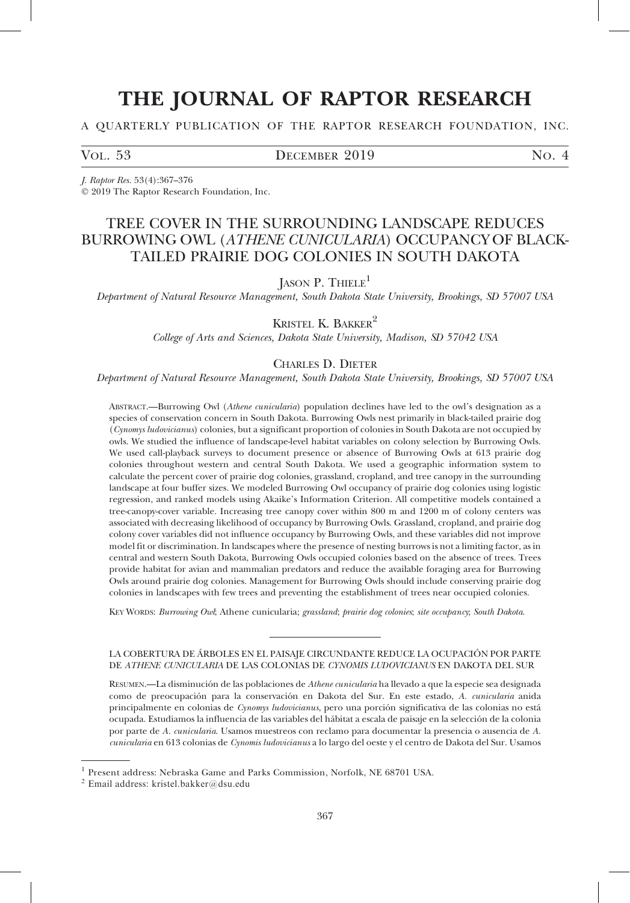# THE JOURNAL OF RAPTOR RESEARCH

A QUARTERLY PUBLICATION OF THE RAPTOR RESEARCH FOUNDATION, INC.

VOL. 53 DECEMBER 2019 NO. 4

*J. Raptor Res.* 53(4):367–376
© 2019 The Raptor Research Foundation, Inc.

## TREE COVER IN THE SURROUNDING LANDSCAPE REDUCES BURROWING OWL (*ATHENE CUNICULARIA*) OCCUPANCY OF BLACK-TAILED PRAIRIE DOG COLONIES IN SOUTH DAKOTA

JASON P. THIELE[1]

*Department of Natural Resource Management, South Dakota State University, Brookings, SD 57007 USA*

KRISTEL K. BAKKER[2]

*College of Arts and Sciences, Dakota State University, Madison, SD 57042 USA*

CHARLES D. DIETER

*Department of Natural Resource Management, South Dakota State University, Brookings, SD 57007 USA*

ABSTRACT.—Burrowing Owl (*Athene cunicularia*) population declines have led to the owl's designation as a species of conservation concern in South Dakota. Burrowing Owls nest primarily in black-tailed prairie dog (*Cynomys ludovicianus*) colonies, but a significant proportion of colonies in South Dakota are not occupied by owls. We studied the influence of landscape-level habitat variables on colony selection by Burrowing Owls. We used call-playback surveys to document presence or absence of Burrowing Owls at 613 prairie dog colonies throughout western and central South Dakota. We used a geographic information system to calculate the percent cover of prairie dog colonies, grassland, cropland, and tree canopy in the surrounding landscape at four buffer sizes. We modeled Burrowing Owl occupancy of prairie dog colonies using logistic regression, and ranked models using Akaike's Information Criterion. All competitive models contained a tree-canopy-cover variable. Increasing tree canopy cover within 800 m and 1200 m of colony centers was associated with decreasing likelihood of occupancy by Burrowing Owls. Grassland, cropland, and prairie dog colony cover variables did not influence occupancy by Burrowing Owls, and these variables did not improve model fit or discrimination. In landscapes where the presence of nesting burrows is not a limiting factor, as in central and western South Dakota, Burrowing Owls occupied colonies based on the absence of trees. Trees provide habitat for avian and mammalian predators and reduce the available foraging area for Burrowing Owls around prairie dog colonies. Management for Burrowing Owls should include conserving prairie dog colonies in landscapes with few trees and preventing the establishment of trees near occupied colonies.

KEY WORDS: *Burrowing Owl*; Athene cunicularia; *grassland*; *prairie dog colonies*; *site occupancy*; *South Dakota*.

---

LA COBERTURA DE ÁRBOLES EN EL PAISAJE CIRCUNDANTE REDUCE LA OCUPACIÓN POR PARTE DE *ATHENE CUNICULARIA* DE LAS COLONIAS DE *CYNOMIS LUDOVICIANUS* EN DAKOTA DEL SUR

RESUMEN.—La disminución de las poblaciones de *Athene cunicularia* ha llevado a que la especie sea designada como de preocupación para la conservación en Dakota del Sur. En este estado, *A. cunicularia* anida principalmente en colonias de *Cynomys ludovicianus*, pero una porción significativa de las colonias no está ocupada. Estudiamos la influencia de las variables del hábitat a escala de paisaje en la selección de la colonia por parte de *A. cunicularia*. Usamos muestreos con reclamo para documentar la presencia o ausencia de *A. cunicularia* en 613 colonias de *Cynomis ludovicianus* a lo largo del oeste y el centro de Dakota del Sur. Usamos

---

[1] Present address: Nebraska Game and Parks Commission, Norfolk, NE 68701 USA.

[2] Email address: kristel.bakker@dsu.edu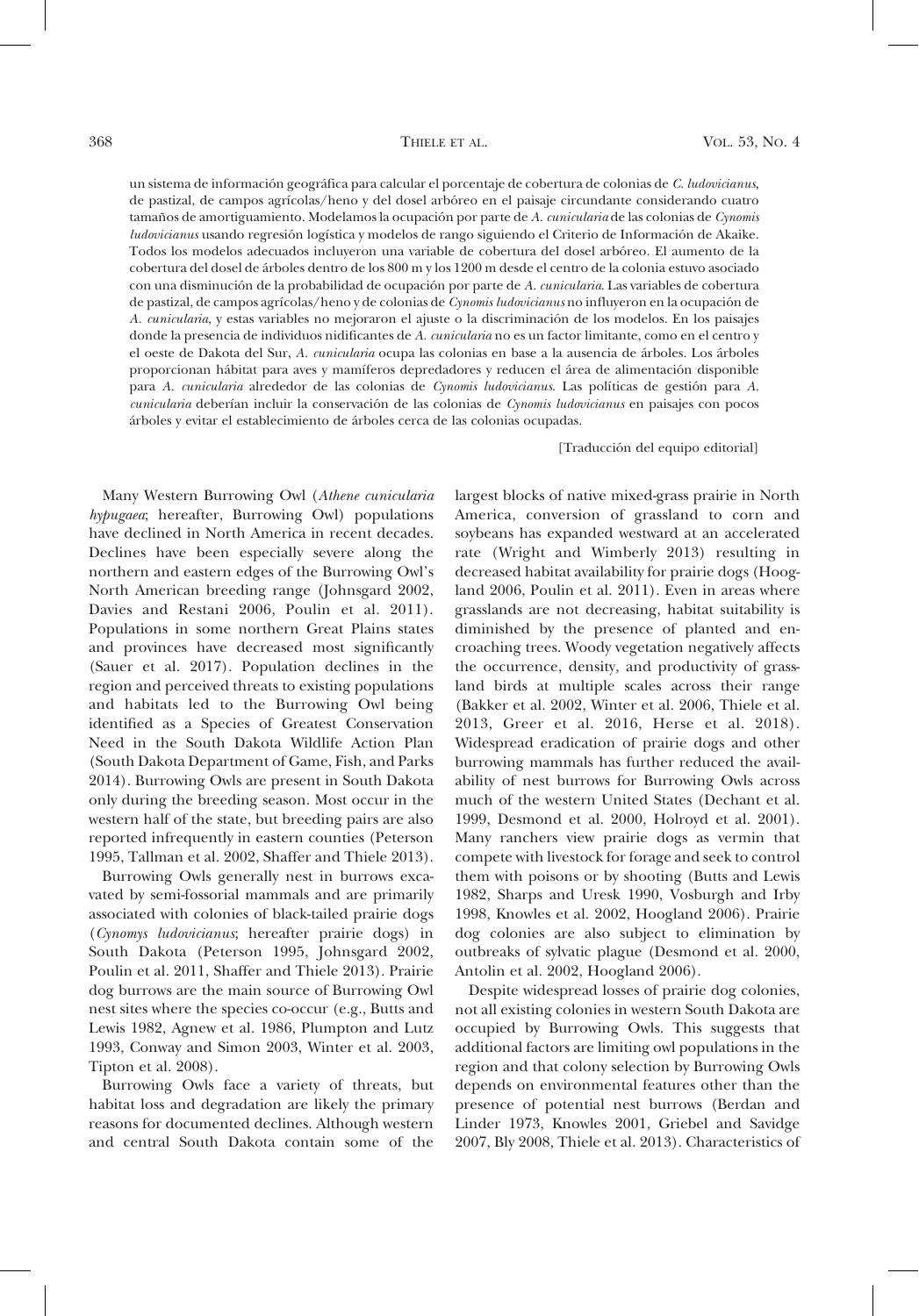un sistema de información geográfica para calcular el porcentaje de cobertura de colonias de *C. ludovicianus*, de pastizal, de campos agrícolas/heno y del dosel arbóreo en el paisaje circundante considerando cuatro tamaños de amortiguamiento. Modelamos la ocupación por parte de *A. cunicularia* de las colonias de *Cynomis ludovicianus* usando regresión logística y modelos de rango siguiendo el Criterio de Información de Akaike. Todos los modelos adecuados incluyeron una variable de cobertura del dosel arbóreo. El aumento de la cobertura del dosel de árboles dentro de los 800 m y los 1200 m desde el centro de la colonia estuvo asociado con una disminución de la probabilidad de ocupación por parte de *A. cunicularia*. Las variables de cobertura de pastizal, de campos agrícolas/heno y de colonias de *Cynomis ludovicianus* no influyeron en la ocupación de *A. cunicularia*, y estas variables no mejoraron el ajuste o la discriminación de los modelos. En los paisajes donde la presencia de individuos nidificantes de *A. cunicularia* no es un factor limitante, como en el centro y el oeste de Dakota del Sur, *A. cunicularia* ocupa las colonias en base a la ausencia de árboles. Los árboles proporcionan hábitat para aves y mamíferos depredadores y reducen el área de alimentación disponible para *A. cunicularia* alrededor de las colonias de *Cynomis ludovicianus*. Las políticas de gestión para *A. cunicularia* deberían incluir la conservación de las colonias de *Cynomis ludovicianus* en paisajes con pocos árboles y evitar el establecimiento de árboles cerca de las colonias ocupadas.

[Traducción del equipo editorial]

Many Western Burrowing Owl (*Athene cunicularia hypugaea*; hereafter, Burrowing Owl) populations have declined in North America in recent decades. Declines have been especially severe along the northern and eastern edges of the Burrowing Owl's North American breeding range (Johnsgard 2002, Davies and Restani 2006, Poulin et al. 2011). Populations in some northern Great Plains states and provinces have decreased most significantly (Sauer et al. 2017). Population declines in the region and perceived threats to existing populations and habitats led to the Burrowing Owl being identified as a Species of Greatest Conservation Need in the South Dakota Wildlife Action Plan (South Dakota Department of Game, Fish, and Parks 2014). Burrowing Owls are present in South Dakota only during the breeding season. Most occur in the western half of the state, but breeding pairs are also reported infrequently in eastern counties (Peterson 1995, Tallman et al. 2002, Shaffer and Thiele 2013).

Burrowing Owls generally nest in burrows excavated by semi-fossorial mammals and are primarily associated with colonies of black-tailed prairie dogs (*Cynomys ludovicianus*; hereafter prairie dogs) in South Dakota (Peterson 1995, Johnsgard 2002, Poulin et al. 2011, Shaffer and Thiele 2013). Prairie dog burrows are the main source of Burrowing Owl nest sites where the species co-occur (e.g., Butts and Lewis 1982, Agnew et al. 1986, Plumpton and Lutz 1993, Conway and Simon 2003, Winter et al. 2003, Tipton et al. 2008).

Burrowing Owls face a variety of threats, but habitat loss and degradation are likely the primary reasons for documented declines. Although western and central South Dakota contain some of the largest blocks of native mixed-grass prairie in North America, conversion of grassland to corn and soybeans has expanded westward at an accelerated rate (Wright and Wimberly 2013) resulting in decreased habitat availability for prairie dogs (Hoogland 2006, Poulin et al. 2011). Even in areas where grasslands are not decreasing, habitat suitability is diminished by the presence of planted and encroaching trees. Woody vegetation negatively affects the occurrence, density, and productivity of grassland birds at multiple scales across their range (Bakker et al. 2002, Winter et al. 2006, Thiele et al. 2013, Greer et al. 2016, Herse et al. 2018). Widespread eradication of prairie dogs and other burrowing mammals has further reduced the availability of nest burrows for Burrowing Owls across much of the western United States (Dechant et al. 1999, Desmond et al. 2000, Holroyd et al. 2001). Many ranchers view prairie dogs as vermin that compete with livestock for forage and seek to control them with poisons or by shooting (Butts and Lewis 1982, Sharps and Uresk 1990, Vosburgh and Irby 1998, Knowles et al. 2002, Hoogland 2006). Prairie dog colonies are also subject to elimination by outbreaks of sylvatic plague (Desmond et al. 2000, Antolin et al. 2002, Hoogland 2006).

Despite widespread losses of prairie dog colonies, not all existing colonies in western South Dakota are occupied by Burrowing Owls. This suggests that additional factors are limiting owl populations in the region and that colony selection by Burrowing Owls depends on environmental features other than the presence of potential nest burrows (Berdan and Linder 1973, Knowles 2001, Griebel and Savidge 2007, Bly 2008, Thiele et al. 2013). Characteristics of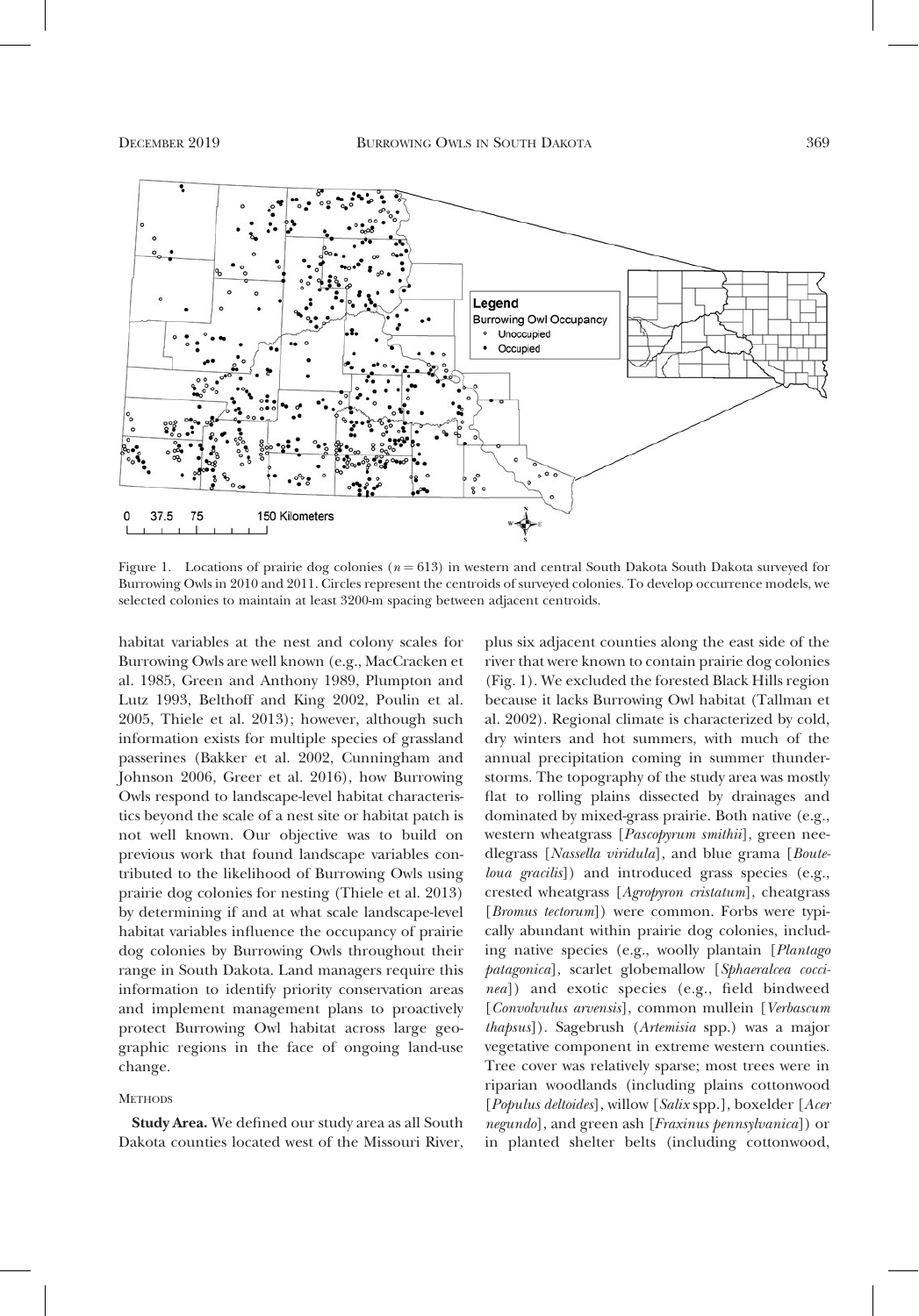Figure 1. Locations of prairie dog colonies ($n = 613$) in western and central South Dakota South Dakota surveyed for Burrowing Owls in 2010 and 2011. Circles represent the centroids of surveyed colonies. To develop occurrence models, we selected colonies to maintain at least 3200-m spacing between adjacent centroids.

habitat variables at the nest and colony scales for Burrowing Owls are well known (e.g., MacCracken et al. 1985, Green and Anthony 1989, Plumpton and Lutz 1993, Belthoff and King 2002, Poulin et al. 2005, Thiele et al. 2013); however, although such information exists for multiple species of grassland passerines (Bakker et al. 2002, Cunningham and Johnson 2006, Greer et al. 2016), how Burrowing Owls respond to landscape-level habitat characteristics beyond the scale of a nest site or habitat patch is not well known. Our objective was to build on previous work that found landscape variables contributed to the likelihood of Burrowing Owls using prairie dog colonies for nesting (Thiele et al. 2013) by determining if and at what scale landscape-level habitat variables influence the occupancy of prairie dog colonies by Burrowing Owls throughout their range in South Dakota. Land managers require this information to identify priority conservation areas and implement management plans to proactively protect Burrowing Owl habitat across large geographic regions in the face of ongoing land-use change.

## METHODS

**Study Area.** We defined our study area as all South Dakota counties located west of the Missouri River, plus six adjacent counties along the east side of the river that were known to contain prairie dog colonies (Fig. 1). We excluded the forested Black Hills region because it lacks Burrowing Owl habitat (Tallman et al. 2002). Regional climate is characterized by cold, dry winters and hot summers, with much of the annual precipitation coming in summer thunderstorms. The topography of the study area was mostly flat to rolling plains dissected by drainages and dominated by mixed-grass prairie. Both native (e.g., western wheatgrass [*Pascopyrum smithii*], green needlegrass [*Nassella viridula*], and blue grama [*Bouteloua gracilis*]) and introduced grass species (e.g., crested wheatgrass [*Agropyron cristatum*], cheatgrass [*Bromus tectorum*]) were common. Forbs were typically abundant within prairie dog colonies, including native species (e.g., woolly plantain [*Plantago patagonica*], scarlet globemallow [*Sphaeralcea coccinea*]) and exotic species (e.g., field bindweed [*Convolvulus arvensis*], common mullein [*Verbascum thapsus*]). Sagebrush (*Artemisia* spp.) was a major vegetative component in extreme western counties. Tree cover was relatively sparse; most trees were in riparian woodlands (including plains cottonwood [*Populus deltoides*], willow [*Salix* spp.], boxelder [*Acer negundo*], and green ash [*Fraxinus pennsylvanica*]) or in planted shelter belts (including cottonwood,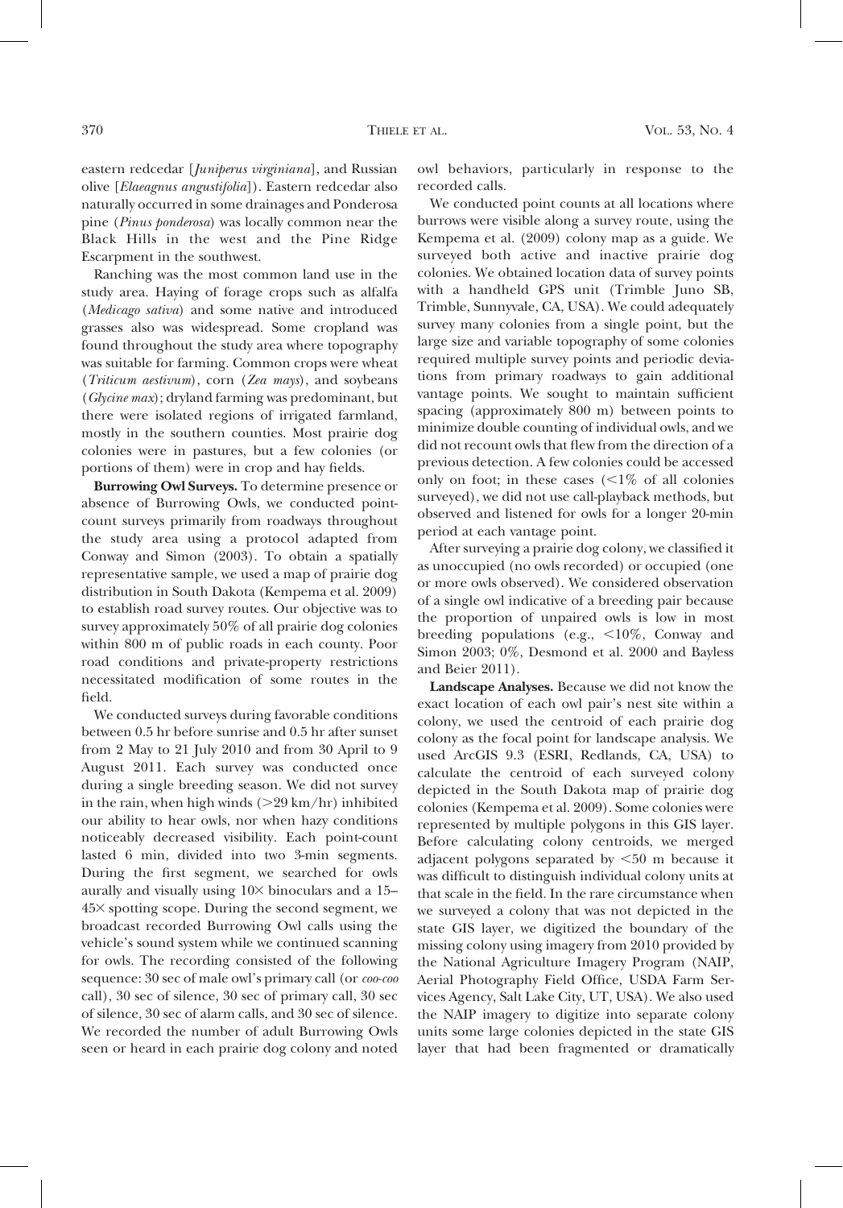eastern redcedar [*Juniperus virginiana*], and Russian olive [*Elaeagnus angustifolia*]). Eastern redcedar also naturally occurred in some drainages and Ponderosa pine (*Pinus ponderosa*) was locally common near the Black Hills in the west and the Pine Ridge Escarpment in the southwest.

Ranching was the most common land use in the study area. Haying of forage crops such as alfalfa (*Medicago sativa*) and some native and introduced grasses also was widespread. Some cropland was found throughout the study area where topography was suitable for farming. Common crops were wheat (*Triticum aestivum*), corn (*Zea mays*), and soybeans (*Glycine max*); dryland farming was predominant, but there were isolated regions of irrigated farmland, mostly in the southern counties. Most prairie dog colonies were in pastures, but a few colonies (or portions of them) were in crop and hay fields.

**Burrowing Owl Surveys.** To determine presence or absence of Burrowing Owls, we conducted point-count surveys primarily from roadways throughout the study area using a protocol adapted from Conway and Simon (2003). To obtain a spatially representative sample, we used a map of prairie dog distribution in South Dakota (Kempema et al. 2009) to establish road survey routes. Our objective was to survey approximately 50% of all prairie dog colonies within 800 m of public roads in each county. Poor road conditions and private-property restrictions necessitated modification of some routes in the field.

We conducted surveys during favorable conditions between 0.5 hr before sunrise and 0.5 hr after sunset from 2 May to 21 July 2010 and from 30 April to 9 August 2011. Each survey was conducted once during a single breeding season. We did not survey in the rain, when high winds (>29 km/hr) inhibited our ability to hear owls, nor when hazy conditions noticeably decreased visibility. Each point-count lasted 6 min, divided into two 3-min segments. During the first segment, we searched for owls aurally and visually using 10× binoculars and a 15–45× spotting scope. During the second segment, we broadcast recorded Burrowing Owl calls using the vehicle's sound system while we continued scanning for owls. The recording consisted of the following sequence: 30 sec of male owl's primary call (or *coo-coo* call), 30 sec of silence, 30 sec of primary call, 30 sec of silence, 30 sec of alarm calls, and 30 sec of silence. We recorded the number of adult Burrowing Owls seen or heard in each prairie dog colony and noted owl behaviors, particularly in response to the recorded calls.

We conducted point counts at all locations where burrows were visible along a survey route, using the Kempema et al. (2009) colony map as a guide. We surveyed both active and inactive prairie dog colonies. We obtained location data of survey points with a handheld GPS unit (Trimble Juno SB, Trimble, Sunnyvale, CA, USA). We could adequately survey many colonies from a single point, but the large size and variable topography of some colonies required multiple survey points and periodic deviations from primary roadways to gain additional vantage points. We sought to maintain sufficient spacing (approximately 800 m) between points to minimize double counting of individual owls, and we did not recount owls that flew from the direction of a previous detection. A few colonies could be accessed only on foot; in these cases (<1% of all colonies surveyed), we did not use call-playback methods, but observed and listened for owls for a longer 20-min period at each vantage point.

After surveying a prairie dog colony, we classified it as unoccupied (no owls recorded) or occupied (one or more owls observed). We considered observation of a single owl indicative of a breeding pair because the proportion of unpaired owls is low in most breeding populations (e.g., <10%, Conway and Simon 2003; 0%, Desmond et al. 2000 and Bayless and Beier 2011).

**Landscape Analyses.** Because we did not know the exact location of each owl pair's nest site within a colony, we used the centroid of each prairie dog colony as the focal point for landscape analysis. We used ArcGIS 9.3 (ESRI, Redlands, CA, USA) to calculate the centroid of each surveyed colony depicted in the South Dakota map of prairie dog colonies (Kempema et al. 2009). Some colonies were represented by multiple polygons in this GIS layer. Before calculating colony centroids, we merged adjacent polygons separated by <50 m because it was difficult to distinguish individual colony units at that scale in the field. In the rare circumstance when we surveyed a colony that was not depicted in the state GIS layer, we digitized the boundary of the missing colony using imagery from 2010 provided by the National Agriculture Imagery Program (NAIP, Aerial Photography Field Office, USDA Farm Services Agency, Salt Lake City, UT, USA). We also used the NAIP imagery to digitize into separate colony units some large colonies depicted in the state GIS layer that had been fragmented or dramatically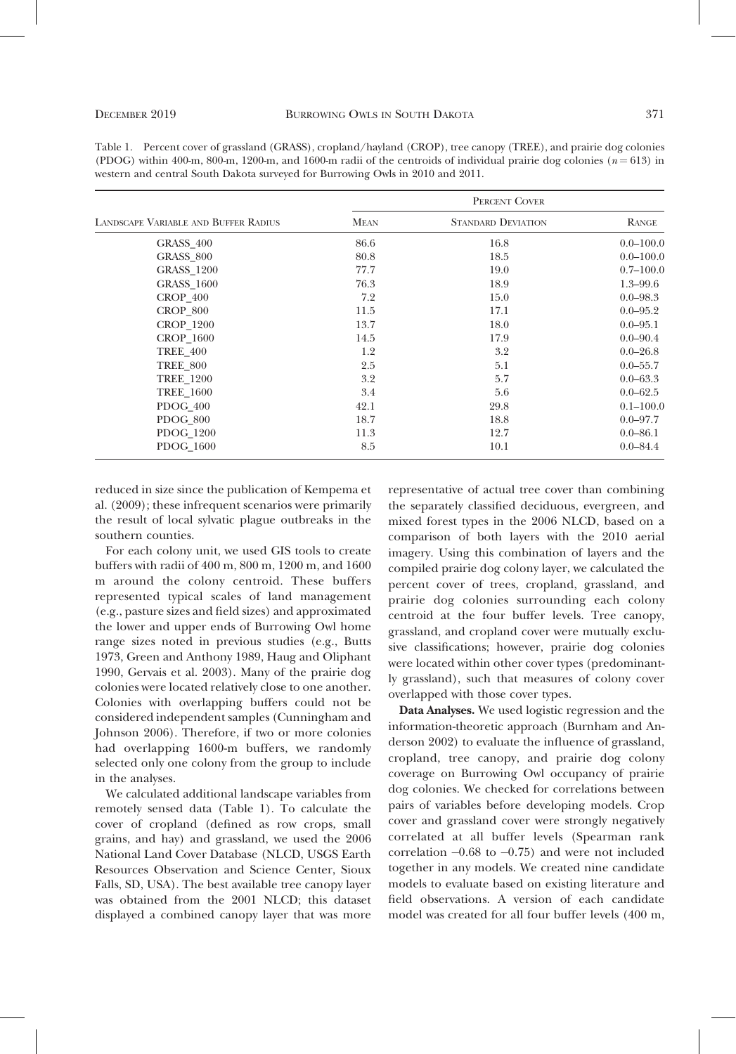Table 1. Percent cover of grassland (GRASS), cropland/hayland (CROP), tree canopy (TREE), and prairie dog colonies (PDOG) within 400-m, 800-m, 1200-m, and 1600-m radii of the centroids of individual prairie dog colonies ($n = 613$) in western and central South Dakota surveyed for Burrowing Owls in 2010 and 2011.

| Landscape Variable and Buffer Radius | Percent Cover | | |
|---|---|---|---|
| | Mean | Standard Deviation | Range |
| GRASS_400 | 86.6 | 16.8 | 0.0–100.0 |
| GRASS_800 | 80.8 | 18.5 | 0.0–100.0 |
| GRASS_1200 | 77.7 | 19.0 | 0.7–100.0 |
| GRASS_1600 | 76.3 | 18.9 | 1.3–99.6 |
| CROP_400 | 7.2 | 15.0 | 0.0–98.3 |
| CROP_800 | 11.5 | 17.1 | 0.0–95.2 |
| CROP_1200 | 13.7 | 18.0 | 0.0–95.1 |
| CROP_1600 | 14.5 | 17.9 | 0.0–90.4 |
| TREE_400 | 1.2 | 3.2 | 0.0–26.8 |
| TREE_800 | 2.5 | 5.1 | 0.0–55.7 |
| TREE_1200 | 3.2 | 5.7 | 0.0–63.3 |
| TREE_1600 | 3.4 | 5.6 | 0.0–62.5 |
| PDOG_400 | 42.1 | 29.8 | 0.1–100.0 |
| PDOG_800 | 18.7 | 18.8 | 0.0–97.7 |
| PDOG_1200 | 11.3 | 12.7 | 0.0–86.1 |
| PDOG_1600 | 8.5 | 10.1 | 0.0–84.4 |

reduced in size since the publication of Kempema et al. (2009); these infrequent scenarios were primarily the result of local sylvatic plague outbreaks in the southern counties.

For each colony unit, we used GIS tools to create buffers with radii of 400 m, 800 m, 1200 m, and 1600 m around the colony centroid. These buffers represented typical scales of land management (e.g., pasture sizes and field sizes) and approximated the lower and upper ends of Burrowing Owl home range sizes noted in previous studies (e.g., Butts 1973, Green and Anthony 1989, Haug and Oliphant 1990, Gervais et al. 2003). Many of the prairie dog colonies were located relatively close to one another. Colonies with overlapping buffers could not be considered independent samples (Cunningham and Johnson 2006). Therefore, if two or more colonies had overlapping 1600-m buffers, we randomly selected only one colony from the group to include in the analyses.

We calculated additional landscape variables from remotely sensed data (Table 1). To calculate the cover of cropland (defined as row crops, small grains, and hay) and grassland, we used the 2006 National Land Cover Database (NLCD, USGS Earth Resources Observation and Science Center, Sioux Falls, SD, USA). The best available tree canopy layer was obtained from the 2001 NLCD; this dataset displayed a combined canopy layer that was more representative of actual tree cover than combining the separately classified deciduous, evergreen, and mixed forest types in the 2006 NLCD, based on a comparison of both layers with the 2010 aerial imagery. Using this combination of layers and the compiled prairie dog colony layer, we calculated the percent cover of trees, cropland, grassland, and prairie dog colonies surrounding each colony centroid at the four buffer levels. Tree canopy, grassland, and cropland cover were mutually exclusive classifications; however, prairie dog colonies were located within other cover types (predominantly grassland), such that measures of colony cover overlapped with those cover types.

**Data Analyses.** We used logistic regression and the information-theoretic approach (Burnham and Anderson 2002) to evaluate the influence of grassland, cropland, tree canopy, and prairie dog colony coverage on Burrowing Owl occupancy of prairie dog colonies. We checked for correlations between pairs of variables before developing models. Crop cover and grassland cover were strongly negatively correlated at all buffer levels (Spearman rank correlation −0.68 to −0.75) and were not included together in any models. We created nine candidate models to evaluate based on existing literature and field observations. A version of each candidate model was created for all four buffer levels (400 m,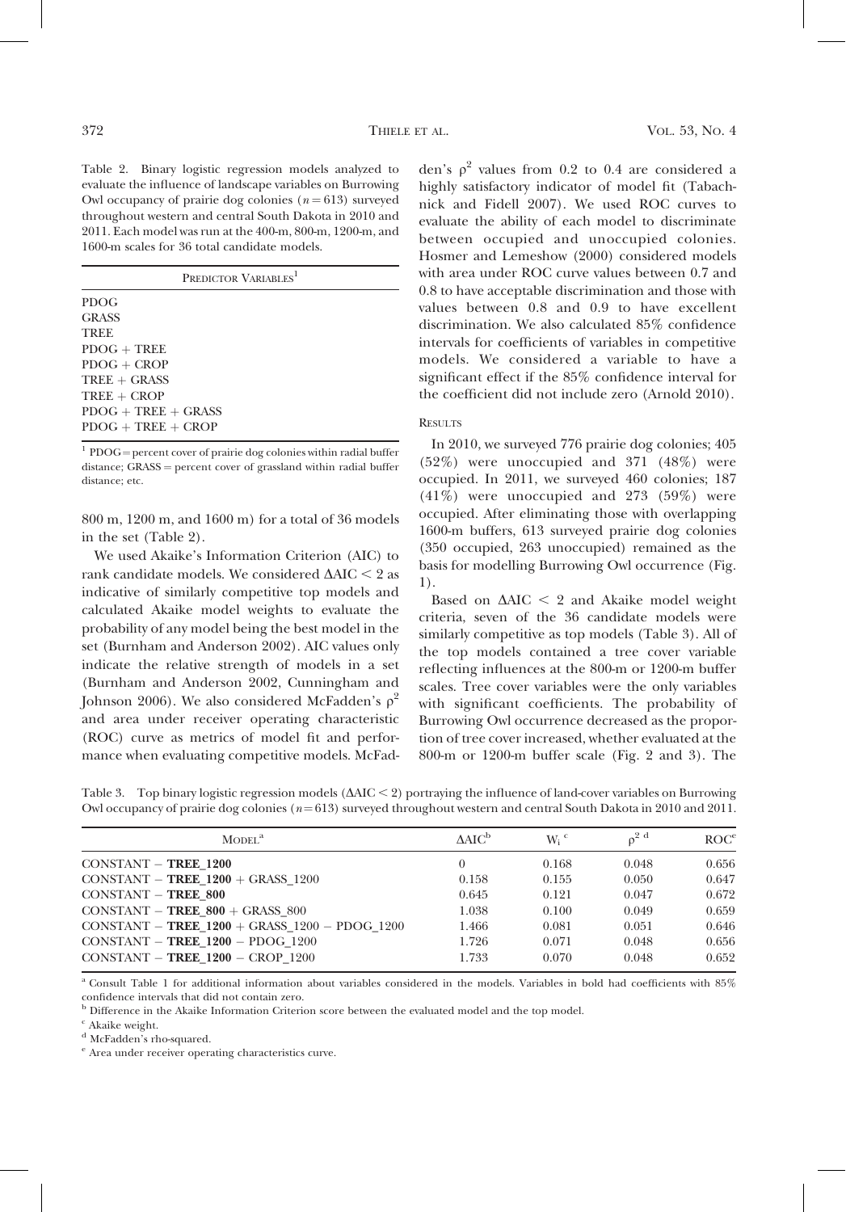Table 2. Binary logistic regression models analyzed to evaluate the influence of landscape variables on Burrowing Owl occupancy of prairie dog colonies ($n = 613$) surveyed throughout western and central South Dakota in 2010 and 2011. Each model was run at the 400-m, 800-m, 1200-m, and 1600-m scales for 36 total candidate models.

| PREDICTOR VARIABLES[1] |
| --- |
| PDOG |
| GRASS |
| TREE |
| PDOG + TREE |
| PDOG + CROP |
| TREE + GRASS |
| TREE + CROP |
| PDOG + TREE + GRASS |
| PDOG + TREE + CROP |

[1] PDOG = percent cover of prairie dog colonies within radial buffer distance; GRASS = percent cover of grassland within radial buffer distance; etc.

800 m, 1200 m, and 1600 m) for a total of 36 models in the set (Table 2).

We used Akaike's Information Criterion (AIC) to rank candidate models. We considered $\Delta AIC < 2$ as indicative of similarly competitive top models and calculated Akaike model weights to evaluate the probability of any model being the best model in the set (Burnham and Anderson 2002). AIC values only indicate the relative strength of models in a set (Burnham and Anderson 2002, Cunningham and Johnson 2006). We also considered McFadden's $\rho^2$ and area under receiver operating characteristic (ROC) curve as metrics of model fit and performance when evaluating competitive models. McFadden's $\rho^2$ values from 0.2 to 0.4 are considered a highly satisfactory indicator of model fit (Tabachnick and Fidell 2007). We used ROC curves to evaluate the ability of each model to discriminate between occupied and unoccupied colonies. Hosmer and Lemeshow (2000) considered models with area under ROC curve values between 0.7 and 0.8 to have acceptable discrimination and those with values between 0.8 and 0.9 to have excellent discrimination. We also calculated 85% confidence intervals for coefficients of variables in competitive models. We considered a variable to have a significant effect if the 85% confidence interval for the coefficient did not include zero (Arnold 2010).

## RESULTS

In 2010, we surveyed 776 prairie dog colonies; 405 (52%) were unoccupied and 371 (48%) were occupied. In 2011, we surveyed 460 colonies; 187 (41%) were unoccupied and 273 (59%) were occupied. After eliminating those with overlapping 1600-m buffers, 613 surveyed prairie dog colonies (350 occupied, 263 unoccupied) remained as the basis for modelling Burrowing Owl occurrence (Fig. 1).

Based on $\Delta AIC < 2$ and Akaike model weight criteria, seven of the 36 candidate models were similarly competitive as top models (Table 3). All of the top models contained a tree cover variable reflecting influences at the 800-m or 1200-m buffer scales. Tree cover variables were the only variables with significant coefficients. The probability of Burrowing Owl occurrence decreased as the proportion of tree cover increased, whether evaluated at the 800-m or 1200-m buffer scale (Fig. 2 and 3). The

Table 3. Top binary logistic regression models ($\Delta AIC < 2$) portraying the influence of land-cover variables on Burrowing Owl occupancy of prairie dog colonies ($n = 613$) surveyed throughout western and central South Dakota in 2010 and 2011.

| MODEL[a] | $\Delta AIC$[b] | $W_i$[c] | $\rho^2$[d] | ROC[e] |
| --- | --- | --- | --- | --- |
| CONSTANT − **TREE_1200** | 0 | 0.168 | 0.048 | 0.656 |
| CONSTANT − **TREE_1200** + GRASS_1200 | 0.158 | 0.155 | 0.050 | 0.647 |
| CONSTANT − **TREE_800** | 0.645 | 0.121 | 0.047 | 0.672 |
| CONSTANT − **TREE_800** + GRASS_800 | 1.038 | 0.100 | 0.049 | 0.659 |
| CONSTANT − **TREE_1200** + GRASS_1200 − PDOG_1200 | 1.466 | 0.081 | 0.051 | 0.646 |
| CONSTANT − **TREE_1200** − PDOG_1200 | 1.726 | 0.071 | 0.048 | 0.656 |
| CONSTANT − **TREE_1200** − CROP_1200 | 1.733 | 0.070 | 0.048 | 0.652 |

[a] Consult Table 1 for additional information about variables considered in the models. Variables in bold had coefficients with 85% confidence intervals that did not contain zero.
[b] Difference in the Akaike Information Criterion score between the evaluated model and the top model.
[c] Akaike weight.
[d] McFadden's rho-squared.
[e] Area under receiver operating characteristics curve.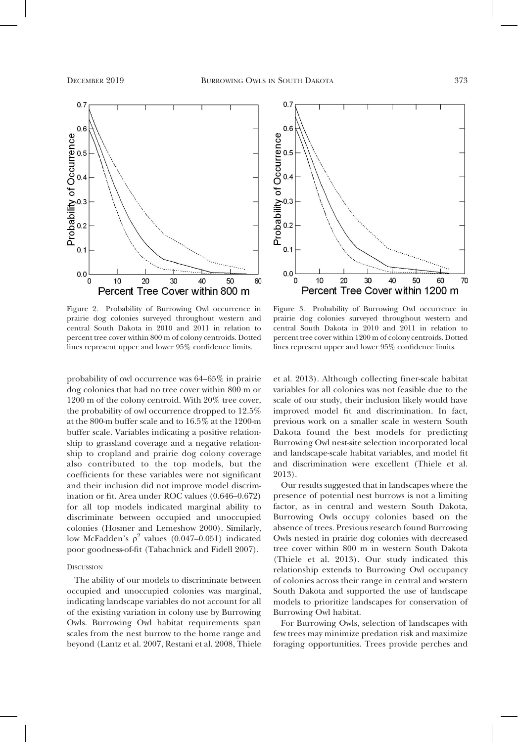Figure 2. Probability of Burrowing Owl occurrence in prairie dog colonies surveyed throughout western and central South Dakota in 2010 and 2011 in relation to percent tree cover within 800 m of colony centroids. Dotted lines represent upper and lower 95% confidence limits.

Figure 3. Probability of Burrowing Owl occurrence in prairie dog colonies surveyed throughout western and central South Dakota in 2010 and 2011 in relation to percent tree cover within 1200 m of colony centroids. Dotted lines represent upper and lower 95% confidence limits.

probability of owl occurrence was 64–65% in prairie dog colonies that had no tree cover within 800 m or 1200 m of the colony centroid. With 20% tree cover, the probability of owl occurrence dropped to 12.5% at the 800-m buffer scale and to 16.5% at the 1200-m buffer scale. Variables indicating a positive relationship to grassland coverage and a negative relationship to cropland and prairie dog colony coverage also contributed to the top models, but the coefficients for these variables were not significant and their inclusion did not improve model discrimination or fit. Area under ROC values (0.646–0.672) for all top models indicated marginal ability to discriminate between occupied and unoccupied colonies (Hosmer and Lemeshow 2000). Similarly, low McFadden's $\rho^2$ values (0.047–0.051) indicated poor goodness-of-fit (Tabachnick and Fidell 2007).

## Discussion

The ability of our models to discriminate between occupied and unoccupied colonies was marginal, indicating landscape variables do not account for all of the existing variation in colony use by Burrowing Owls. Burrowing Owl habitat requirements span scales from the nest burrow to the home range and beyond (Lantz et al. 2007, Restani et al. 2008, Thiele et al. 2013). Although collecting finer-scale habitat variables for all colonies was not feasible due to the scale of our study, their inclusion likely would have improved model fit and discrimination. In fact, previous work on a smaller scale in western South Dakota found the best models for predicting Burrowing Owl nest-site selection incorporated local and landscape-scale habitat variables, and model fit and discrimination were excellent (Thiele et al. 2013).

Our results suggested that in landscapes where the presence of potential nest burrows is not a limiting factor, as in central and western South Dakota, Burrowing Owls occupy colonies based on the absence of trees. Previous research found Burrowing Owls nested in prairie dog colonies with decreased tree cover within 800 m in western South Dakota (Thiele et al. 2013). Our study indicated this relationship extends to Burrowing Owl occupancy of colonies across their range in central and western South Dakota and supported the use of landscape models to prioritize landscapes for conservation of Burrowing Owl habitat.

For Burrowing Owls, selection of landscapes with few trees may minimize predation risk and maximize foraging opportunities. Trees provide perches and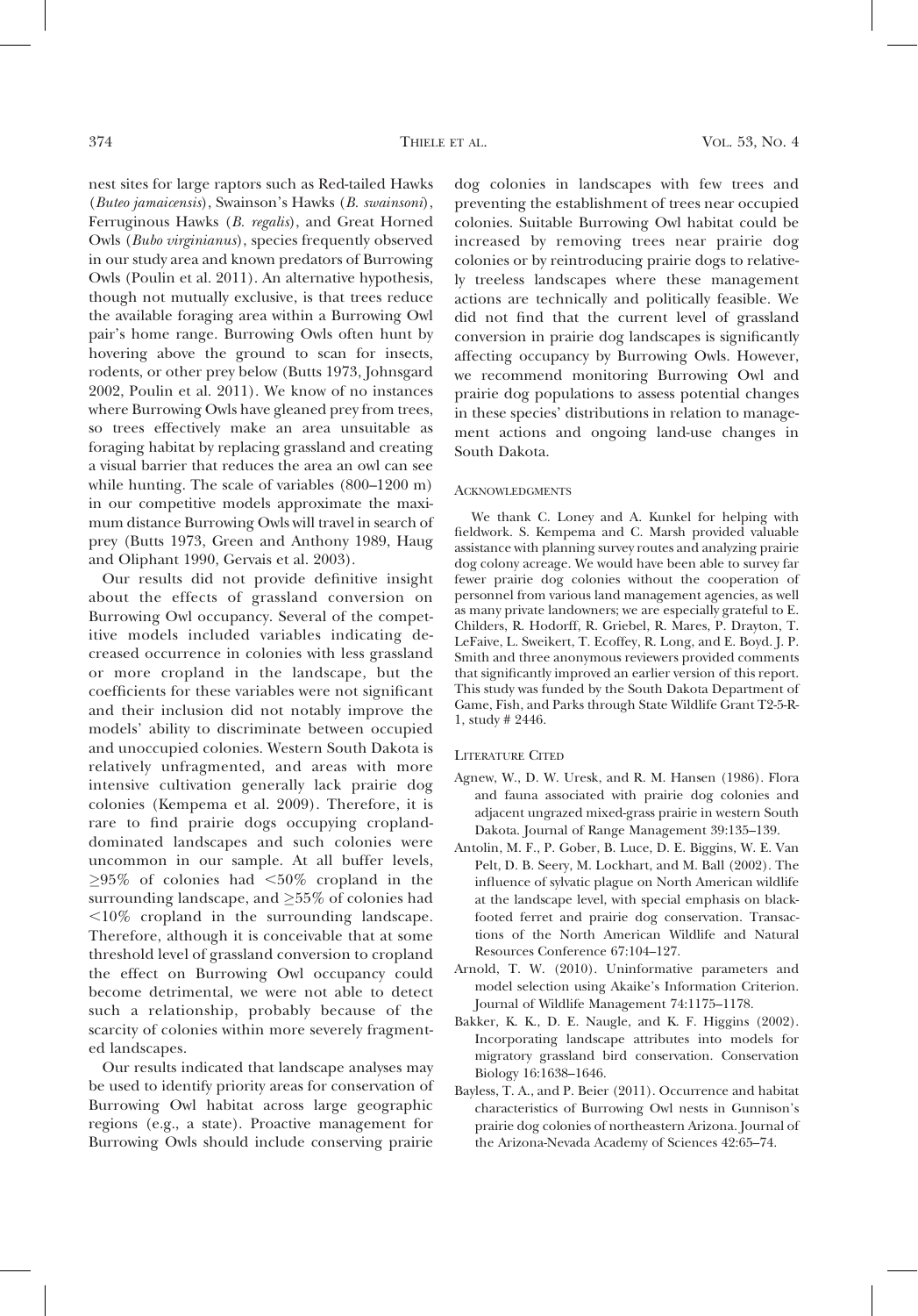nest sites for large raptors such as Red-tailed Hawks (*Buteo jamaicensis*), Swainson's Hawks (*B. swainsoni*), Ferruginous Hawks (*B. regalis*), and Great Horned Owls (*Bubo virginianus*), species frequently observed in our study area and known predators of Burrowing Owls (Poulin et al. 2011). An alternative hypothesis, though not mutually exclusive, is that trees reduce the available foraging area within a Burrowing Owl pair's home range. Burrowing Owls often hunt by hovering above the ground to scan for insects, rodents, or other prey below (Butts 1973, Johnsgard 2002, Poulin et al. 2011). We know of no instances where Burrowing Owls have gleaned prey from trees, so trees effectively make an area unsuitable as foraging habitat by replacing grassland and creating a visual barrier that reduces the area an owl can see while hunting. The scale of variables (800–1200 m) in our competitive models approximate the maximum distance Burrowing Owls will travel in search of prey (Butts 1973, Green and Anthony 1989, Haug and Oliphant 1990, Gervais et al. 2003).

Our results did not provide definitive insight about the effects of grassland conversion on Burrowing Owl occupancy. Several of the competitive models included variables indicating decreased occurrence in colonies with less grassland or more cropland in the landscape, but the coefficients for these variables were not significant and their inclusion did not notably improve the models' ability to discriminate between occupied and unoccupied colonies. Western South Dakota is relatively unfragmented, and areas with more intensive cultivation generally lack prairie dog colonies (Kempema et al. 2009). Therefore, it is rare to find prairie dogs occupying cropland-dominated landscapes and such colonies were uncommon in our sample. At all buffer levels, $\geq$95% of colonies had $<$50% cropland in the surrounding landscape, and $\geq$55% of colonies had $<$10% cropland in the surrounding landscape. Therefore, although it is conceivable that at some threshold level of grassland conversion to cropland the effect on Burrowing Owl occupancy could become detrimental, we were not able to detect such a relationship, probably because of the scarcity of colonies within more severely fragmented landscapes.

Our results indicated that landscape analyses may be used to identify priority areas for conservation of Burrowing Owl habitat across large geographic regions (e.g., a state). Proactive management for Burrowing Owls should include conserving prairie dog colonies in landscapes with few trees and preventing the establishment of trees near occupied colonies. Suitable Burrowing Owl habitat could be increased by removing trees near prairie dog colonies or by reintroducing prairie dogs to relatively treeless landscapes where these management actions are technically and politically feasible. We did not find that the current level of grassland conversion in prairie dog landscapes is significantly affecting occupancy by Burrowing Owls. However, we recommend monitoring Burrowing Owl and prairie dog populations to assess potential changes in these species' distributions in relation to management actions and ongoing land-use changes in South Dakota.

## Acknowledgments

We thank C. Loney and A. Kunkel for helping with fieldwork. S. Kempema and C. Marsh provided valuable assistance with planning survey routes and analyzing prairie dog colony acreage. We would have been able to survey far fewer prairie dog colonies without the cooperation of personnel from various land management agencies, as well as many private landowners; we are especially grateful to E. Childers, R. Hodorff, R. Griebel, R. Mares, P. Drayton, T. LeFaive, L. Sweikert, T. Ecoffey, R. Long, and E. Boyd. J. P. Smith and three anonymous reviewers provided comments that significantly improved an earlier version of this report. This study was funded by the South Dakota Department of Game, Fish, and Parks through State Wildlife Grant T2-5-R-1, study # 2446.

## Literature Cited

Agnew, W., D. W. Uresk, and R. M. Hansen (1986). Flora and fauna associated with prairie dog colonies and adjacent ungrazed mixed-grass prairie in western South Dakota. Journal of Range Management 39:135–139.

Antolin, M. F., P. Gober, B. Luce, D. E. Biggins, W. E. Van Pelt, D. B. Seery, M. Lockhart, and M. Ball (2002). The influence of sylvatic plague on North American wildlife at the landscape level, with special emphasis on black-footed ferret and prairie dog conservation. Transactions of the North American Wildlife and Natural Resources Conference 67:104–127.

Arnold, T. W. (2010). Uninformative parameters and model selection using Akaike's Information Criterion. Journal of Wildlife Management 74:1175–1178.

Bakker, K. K., D. E. Naugle, and K. F. Higgins (2002). Incorporating landscape attributes into models for migratory grassland bird conservation. Conservation Biology 16:1638–1646.

Bayless, T. A., and P. Beier (2011). Occurrence and habitat characteristics of Burrowing Owl nests in Gunnison's prairie dog colonies of northeastern Arizona. Journal of the Arizona-Nevada Academy of Sciences 42:65–74.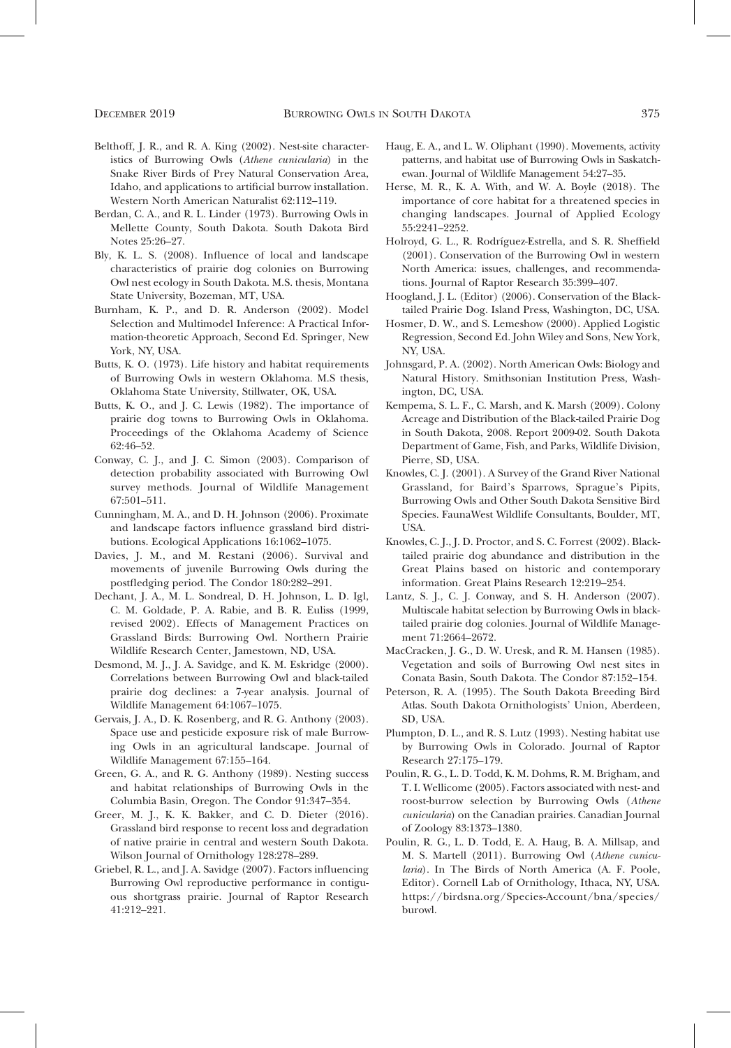Belthoff, J. R., and R. A. King (2002). Nest-site characteristics of Burrowing Owls (*Athene cunicularia*) in the Snake River Birds of Prey Natural Conservation Area, Idaho, and applications to artificial burrow installation. Western North American Naturalist 62:112–119.

Berdan, C. A., and R. L. Linder (1973). Burrowing Owls in Mellette County, South Dakota. South Dakota Bird Notes 25:26–27.

Bly, K. L. S. (2008). Influence of local and landscape characteristics of prairie dog colonies on Burrowing Owl nest ecology in South Dakota. M.S. thesis, Montana State University, Bozeman, MT, USA.

Burnham, K. P., and D. R. Anderson (2002). Model Selection and Multimodel Inference: A Practical Information-theoretic Approach, Second Ed. Springer, New York, NY, USA.

Butts, K. O. (1973). Life history and habitat requirements of Burrowing Owls in western Oklahoma. M.S thesis, Oklahoma State University, Stillwater, OK, USA.

Butts, K. O., and J. C. Lewis (1982). The importance of prairie dog towns to Burrowing Owls in Oklahoma. Proceedings of the Oklahoma Academy of Science 62:46–52.

Conway, C. J., and J. C. Simon (2003). Comparison of detection probability associated with Burrowing Owl survey methods. Journal of Wildlife Management 67:501–511.

Cunningham, M. A., and D. H. Johnson (2006). Proximate and landscape factors influence grassland bird distributions. Ecological Applications 16:1062–1075.

Davies, J. M., and M. Restani (2006). Survival and movements of juvenile Burrowing Owls during the postfledging period. The Condor 180:282–291.

Dechant, J. A., M. L. Sondreal, D. H. Johnson, L. D. Igl, C. M. Goldade, P. A. Rabie, and B. R. Euliss (1999, revised 2002). Effects of Management Practices on Grassland Birds: Burrowing Owl. Northern Prairie Wildlife Research Center, Jamestown, ND, USA.

Desmond, M. J., J. A. Savidge, and K. M. Eskridge (2000). Correlations between Burrowing Owl and black-tailed prairie dog declines: a 7-year analysis. Journal of Wildlife Management 64:1067–1075.

Gervais, J. A., D. K. Rosenberg, and R. G. Anthony (2003). Space use and pesticide exposure risk of male Burrowing Owls in an agricultural landscape. Journal of Wildlife Management 67:155–164.

Green, G. A., and R. G. Anthony (1989). Nesting success and habitat relationships of Burrowing Owls in the Columbia Basin, Oregon. The Condor 91:347–354.

Greer, M. J., K. K. Bakker, and C. D. Dieter (2016). Grassland bird response to recent loss and degradation of native prairie in central and western South Dakota. Wilson Journal of Ornithology 128:278–289.

Griebel, R. L., and J. A. Savidge (2007). Factors influencing Burrowing Owl reproductive performance in contiguous shortgrass prairie. Journal of Raptor Research 41:212–221.

Haug, E. A., and L. W. Oliphant (1990). Movements, activity patterns, and habitat use of Burrowing Owls in Saskatchewan. Journal of Wildlife Management 54:27–35.

Herse, M. R., K. A. With, and W. A. Boyle (2018). The importance of core habitat for a threatened species in changing landscapes. Journal of Applied Ecology 55:2241–2252.

Holroyd, G. L., R. Rodríguez-Estrella, and S. R. Sheffield (2001). Conservation of the Burrowing Owl in western North America: issues, challenges, and recommendations. Journal of Raptor Research 35:399–407.

Hoogland, J. L. (Editor) (2006). Conservation of the Black-tailed Prairie Dog. Island Press, Washington, DC, USA.

Hosmer, D. W., and S. Lemeshow (2000). Applied Logistic Regression, Second Ed. John Wiley and Sons, New York, NY, USA.

Johnsgard, P. A. (2002). North American Owls: Biology and Natural History. Smithsonian Institution Press, Washington, DC, USA.

Kempema, S. L. F., C. Marsh, and K. Marsh (2009). Colony Acreage and Distribution of the Black-tailed Prairie Dog in South Dakota, 2008. Report 2009-02. South Dakota Department of Game, Fish, and Parks, Wildlife Division, Pierre, SD, USA.

Knowles, C. J. (2001). A Survey of the Grand River National Grassland, for Baird's Sparrows, Sprague's Pipits, Burrowing Owls and Other South Dakota Sensitive Bird Species. FaunaWest Wildlife Consultants, Boulder, MT, USA.

Knowles, C. J., J. D. Proctor, and S. C. Forrest (2002). Black-tailed prairie dog abundance and distribution in the Great Plains based on historic and contemporary information. Great Plains Research 12:219–254.

Lantz, S. J., C. J. Conway, and S. H. Anderson (2007). Multiscale habitat selection by Burrowing Owls in black-tailed prairie dog colonies. Journal of Wildlife Management 71:2664–2672.

MacCracken, J. G., D. W. Uresk, and R. M. Hansen (1985). Vegetation and soils of Burrowing Owl nest sites in Conata Basin, South Dakota. The Condor 87:152–154.

Peterson, R. A. (1995). The South Dakota Breeding Bird Atlas. South Dakota Ornithologists' Union, Aberdeen, SD, USA.

Plumpton, D. L., and R. S. Lutz (1993). Nesting habitat use by Burrowing Owls in Colorado. Journal of Raptor Research 27:175–179.

Poulin, R. G., L. D. Todd, K. M. Dohms, R. M. Brigham, and T. I. Wellicome (2005). Factors associated with nest- and roost-burrow selection by Burrowing Owls (*Athene cunicularia*) on the Canadian prairies. Canadian Journal of Zoology 83:1373–1380.

Poulin, R. G., L. D. Todd, E. A. Haug, B. A. Millsap, and M. S. Martell (2011). Burrowing Owl (*Athene cunicularia*). In The Birds of North America (A. F. Poole, Editor). Cornell Lab of Ornithology, Ithaca, NY, USA. https://birdsna.org/Species-Account/bna/species/burowl.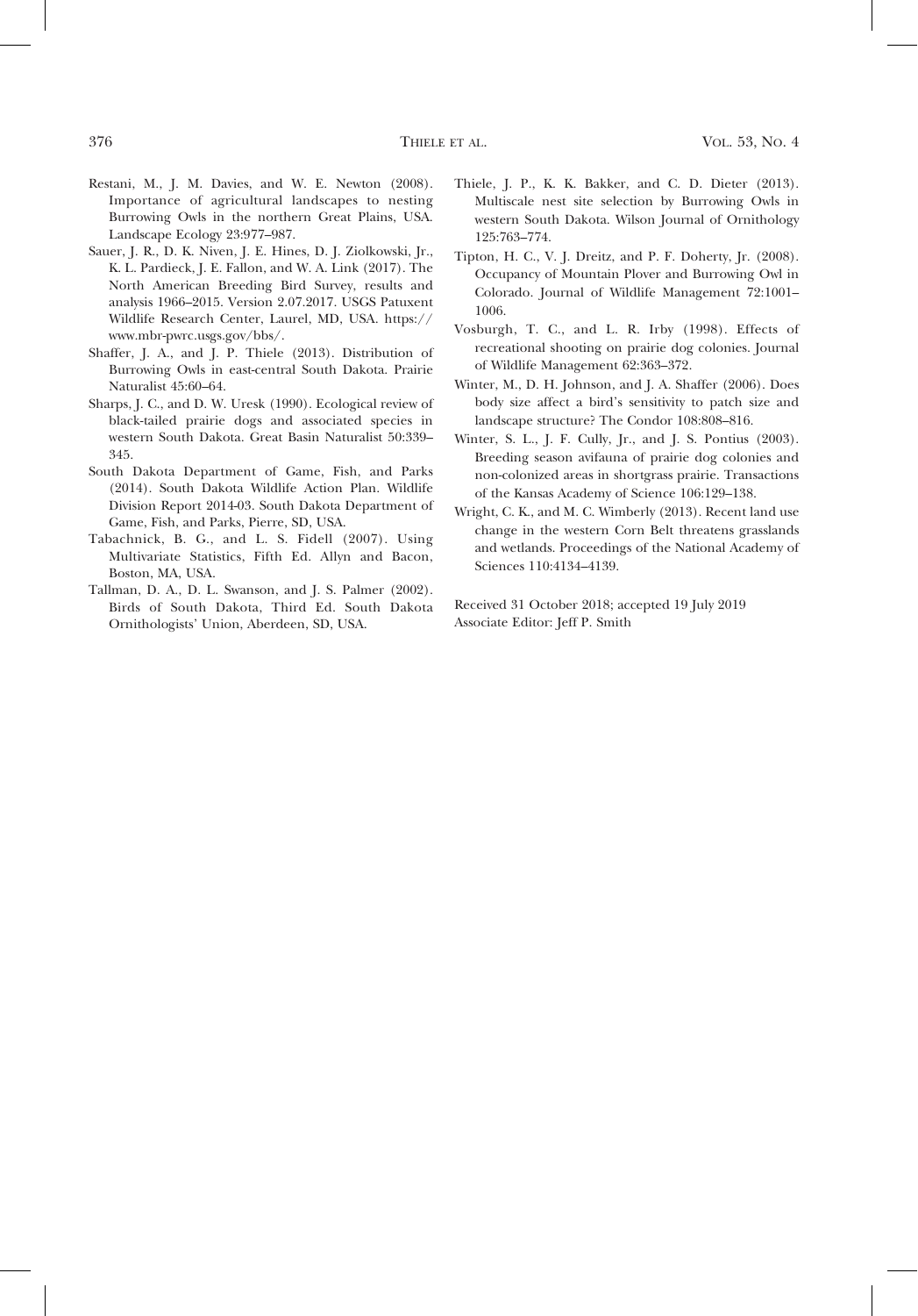Restani, M., J. M. Davies, and W. E. Newton (2008). Importance of agricultural landscapes to nesting Burrowing Owls in the northern Great Plains, USA. Landscape Ecology 23:977–987.

Sauer, J. R., D. K. Niven, J. E. Hines, D. J. Ziolkowski, Jr., K. L. Pardieck, J. E. Fallon, and W. A. Link (2017). The North American Breeding Bird Survey, results and analysis 1966–2015. Version 2.07.2017. USGS Patuxent Wildlife Research Center, Laurel, MD, USA. https://www.mbr-pwrc.usgs.gov/bbs/.

Shaffer, J. A., and J. P. Thiele (2013). Distribution of Burrowing Owls in east-central South Dakota. Prairie Naturalist 45:60–64.

Sharps, J. C., and D. W. Uresk (1990). Ecological review of black-tailed prairie dogs and associated species in western South Dakota. Great Basin Naturalist 50:339–345.

South Dakota Department of Game, Fish, and Parks (2014). South Dakota Wildlife Action Plan. Wildlife Division Report 2014-03. South Dakota Department of Game, Fish, and Parks, Pierre, SD, USA.

Tabachnick, B. G., and L. S. Fidell (2007). Using Multivariate Statistics, Fifth Ed. Allyn and Bacon, Boston, MA, USA.

Tallman, D. A., D. L. Swanson, and J. S. Palmer (2002). Birds of South Dakota, Third Ed. South Dakota Ornithologists' Union, Aberdeen, SD, USA.

Thiele, J. P., K. K. Bakker, and C. D. Dieter (2013). Multiscale nest site selection by Burrowing Owls in western South Dakota. Wilson Journal of Ornithology 125:763–774.

Tipton, H. C., V. J. Dreitz, and P. F. Doherty, Jr. (2008). Occupancy of Mountain Plover and Burrowing Owl in Colorado. Journal of Wildlife Management 72:1001–1006.

Vosburgh, T. C., and L. R. Irby (1998). Effects of recreational shooting on prairie dog colonies. Journal of Wildlife Management 62:363–372.

Winter, M., D. H. Johnson, and J. A. Shaffer (2006). Does body size affect a bird's sensitivity to patch size and landscape structure? The Condor 108:808–816.

Winter, S. L., J. F. Cully, Jr., and J. S. Pontius (2003). Breeding season avifauna of prairie dog colonies and non-colonized areas in shortgrass prairie. Transactions of the Kansas Academy of Science 106:129–138.

Wright, C. K., and M. C. Wimberly (2013). Recent land use change in the western Corn Belt threatens grasslands and wetlands. Proceedings of the National Academy of Sciences 110:4134–4139.

Received 31 October 2018; accepted 19 July 2019
Associate Editor: Jeff P. Smith